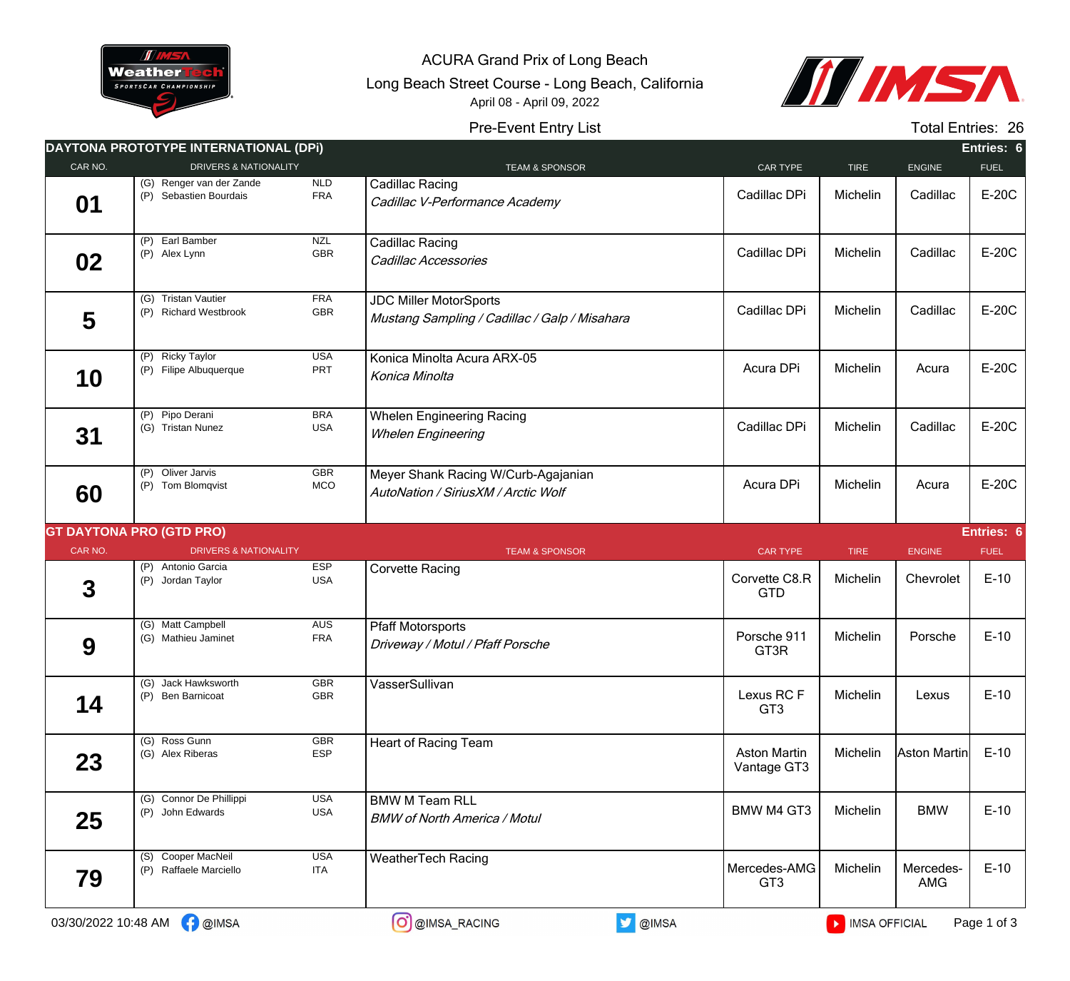# ACURA Grand Prix of Long Beach

Long Beach Street Course - Long Beach, California

April 08 - April 09, 2022

Pre-Event Entry List

Total Entries: 26

## DAYTONA PROTOTYPE INTERNATIONAL (DPi) — Entries: 6

| CAR NO. | DRIVERS & NATIONALITY | TEAM & SPONSOR | CAR TYPE | TIRE | ENGINE | FUEL |
|---|---|---|---|---|---|---|
| 01 | (G) Renger van der Zande NLD<br>(P) Sebastien Bourdais FRA | Cadillac Racing<br>*Cadillac V-Performance Academy* | Cadillac DPi | Michelin | Cadillac | E-20C |
| 02 | (P) Earl Bamber NZL<br>(P) Alex Lynn GBR | Cadillac Racing<br>*Cadillac Accessories* | Cadillac DPi | Michelin | Cadillac | E-20C |
| 5 | (G) Tristan Vautier FRA<br>(P) Richard Westbrook GBR | JDC Miller MotorSports<br>*Mustang Sampling / Cadillac / Galp / Misahara* | Cadillac DPi | Michelin | Cadillac | E-20C |
| 10 | (P) Ricky Taylor USA<br>(P) Filipe Albuquerque PRT | Konica Minolta Acura ARX-05<br>*Konica Minolta* | Acura DPi | Michelin | Acura | E-20C |
| 31 | (P) Pipo Derani BRA<br>(G) Tristan Nunez USA | Whelen Engineering Racing<br>*Whelen Engineering* | Cadillac DPi | Michelin | Cadillac | E-20C |
| 60 | (P) Oliver Jarvis GBR<br>(P) Tom Blomqvist MCO | Meyer Shank Racing W/Curb-Agajanian<br>*AutoNation / SiriusXM / Arctic Wolf* | Acura DPi | Michelin | Acura | E-20C |

## GT DAYTONA PRO (GTD PRO) — Entries: 6

| CAR NO. | DRIVERS & NATIONALITY | TEAM & SPONSOR | CAR TYPE | TIRE | ENGINE | FUEL |
|---|---|---|---|---|---|---|
| 3 | (P) Antonio Garcia ESP<br>(P) Jordan Taylor USA | Corvette Racing | Corvette C8.R GTD | Michelin | Chevrolet | E-10 |
| 9 | (G) Matt Campbell AUS<br>(G) Mathieu Jaminet FRA | Pfaff Motorsports<br>*Driveway / Motul / Pfaff Porsche* | Porsche 911 GT3R | Michelin | Porsche | E-10 |
| 14 | (G) Jack Hawksworth GBR<br>(P) Ben Barnicoat GBR | VasserSullivan | Lexus RC F GT3 | Michelin | Lexus | E-10 |
| 23 | (G) Ross Gunn GBR<br>(G) Alex Riberas ESP | Heart of Racing Team | Aston Martin Vantage GT3 | Michelin | Aston Martin | E-10 |
| 25 | (G) Connor De Phillippi USA<br>(P) John Edwards USA | BMW M Team RLL<br>*BMW of North America / Motul* | BMW M4 GT3 | Michelin | BMW | E-10 |
| 79 | (S) Cooper MacNeil USA<br>(P) Raffaele Marciello ITA | WeatherTech Racing | Mercedes-AMG GT3 | Michelin | Mercedes-AMG | E-10 |

03/30/2022 10:48 AM @IMSA @IMSA_RACING @IMSA IMSA OFFICIAL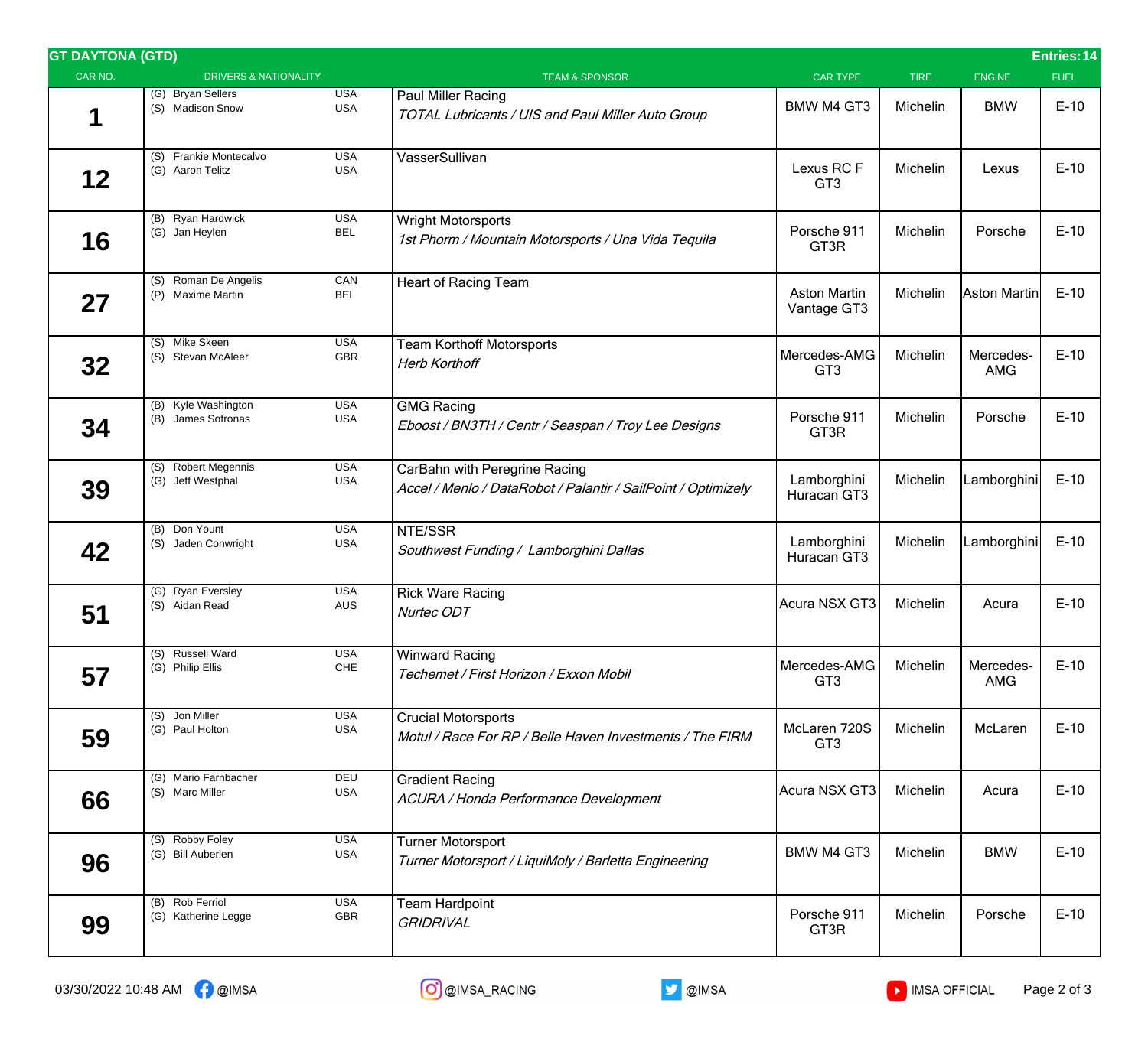## GT DAYTONA (GTD)

**Entries: 14**

| CAR NO. | DRIVERS & NATIONALITY | TEAM & SPONSOR | CAR TYPE | TIRE | ENGINE | FUEL |
|---|---|---|---|---|---|---|
| 1 | (G) Bryan Sellers USA<br>(S) Madison Snow USA | Paul Miller Racing<br>*TOTAL Lubricants / UIS and Paul Miller Auto Group* | BMW M4 GT3 | Michelin | BMW | E-10 |
| 12 | (S) Frankie Montecalvo USA<br>(G) Aaron Telitz USA | VasserSullivan | Lexus RC F GT3 | Michelin | Lexus | E-10 |
| 16 | (B) Ryan Hardwick USA<br>(G) Jan Heylen BEL | Wright Motorsports<br>*1st Phorm / Mountain Motorsports / Una Vida Tequila* | Porsche 911 GT3R | Michelin | Porsche | E-10 |
| 27 | (S) Roman De Angelis CAN<br>(P) Maxime Martin BEL | Heart of Racing Team | Aston Martin Vantage GT3 | Michelin | Aston Martin | E-10 |
| 32 | (S) Mike Skeen USA<br>(S) Stevan McAleer GBR | Team Korthoff Motorsports<br>*Herb Korthoff* | Mercedes-AMG GT3 | Michelin | Mercedes-AMG | E-10 |
| 34 | (B) Kyle Washington USA<br>(B) James Sofronas USA | GMG Racing<br>*Eboost / BN3TH / Centr / Seaspan / Troy Lee Designs* | Porsche 911 GT3R | Michelin | Porsche | E-10 |
| 39 | (S) Robert Megennis USA<br>(G) Jeff Westphal USA | CarBahn with Peregrine Racing<br>*Accel / Menlo / DataRobot / Palantir / SailPoint / Optimizely* | Lamborghini Huracan GT3 | Michelin | Lamborghini | E-10 |
| 42 | (B) Don Yount USA<br>(S) Jaden Conwright USA | NTE/SSR<br>*Southwest Funding / Lamborghini Dallas* | Lamborghini Huracan GT3 | Michelin | Lamborghini | E-10 |
| 51 | (G) Ryan Eversley USA<br>(S) Aidan Read AUS | Rick Ware Racing<br>*Nurtec ODT* | Acura NSX GT3 | Michelin | Acura | E-10 |
| 57 | (S) Russell Ward USA<br>(G) Philip Ellis CHE | Winward Racing<br>*Techemet / First Horizon / Exxon Mobil* | Mercedes-AMG GT3 | Michelin | Mercedes-AMG | E-10 |
| 59 | (S) Jon Miller USA<br>(G) Paul Holton USA | Crucial Motorsports<br>*Motul / Race For RP / Belle Haven Investments / The FIRM* | McLaren 720S GT3 | Michelin | McLaren | E-10 |
| 66 | (G) Mario Farnbacher DEU<br>(S) Marc Miller USA | Gradient Racing<br>*ACURA / Honda Performance Development* | Acura NSX GT3 | Michelin | Acura | E-10 |
| 96 | (S) Robby Foley USA<br>(G) Bill Auberlen USA | Turner Motorsport<br>*Turner Motorsport / LiquiMoly / Barletta Engineering* | BMW M4 GT3 | Michelin | BMW | E-10 |
| 99 | (B) Rob Ferriol USA<br>(G) Katherine Legge GBR | Team Hardpoint<br>*GRIDRIVAL* | Porsche 911 GT3R | Michelin | Porsche | E-10 |

03/30/2022 10:48 AM @IMSA @IMSA_RACING @IMSA IMSA OFFICIAL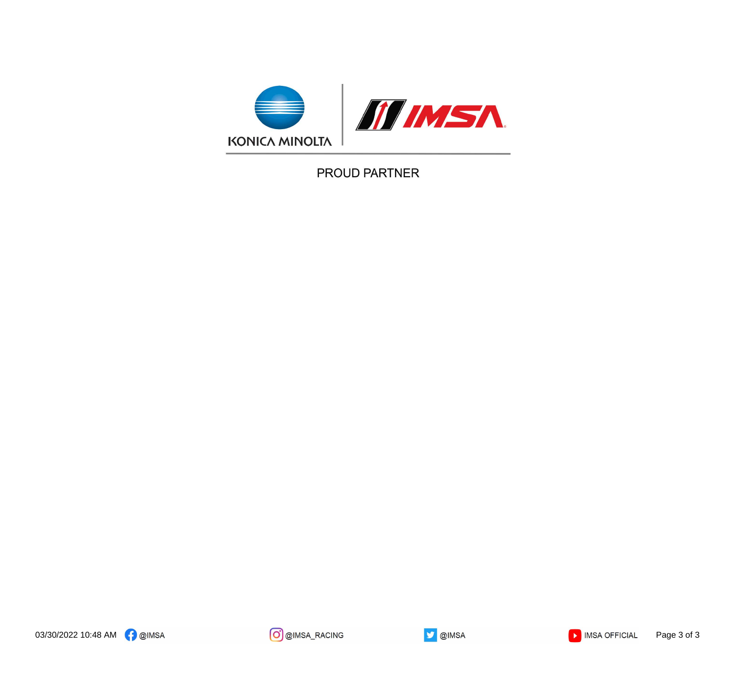KONICA MINOLTA | IMSA

PROUD PARTNER